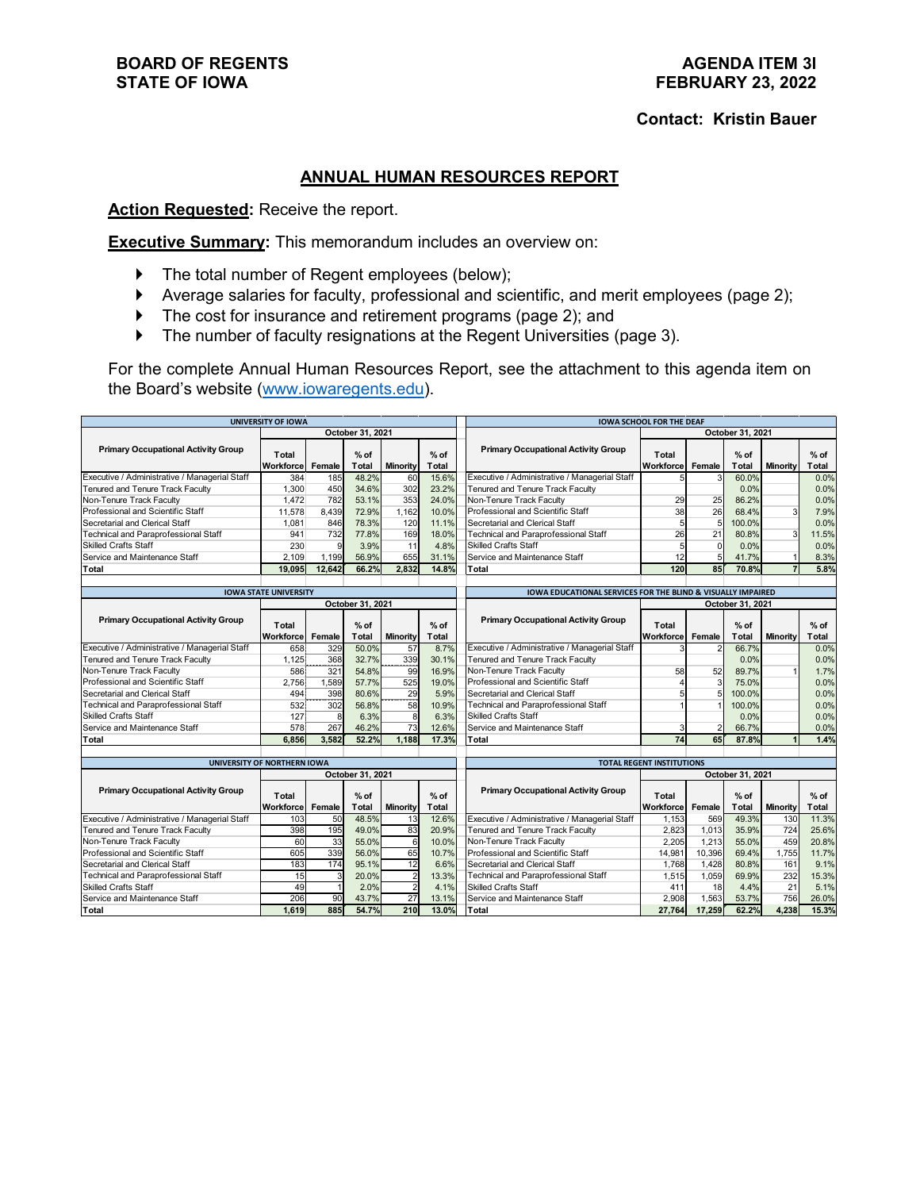**BOARD OF REGENTS**
**STATE OF IOWA**

**AGENDA ITEM 3I**
**FEBRUARY 23, 2022**

**Contact: Kristin Bauer**

## ANNUAL HUMAN RESOURCES REPORT

**Action Requested:** Receive the report.

**Executive Summary:** This memorandum includes an overview on:

- The total number of Regent employees (below);
- Average salaries for faculty, professional and scientific, and merit employees (page 2);
- The cost for insurance and retirement programs (page 2); and
- The number of faculty resignations at the Regent Universities (page 3).

For the complete Annual Human Resources Report, see the attachment to this agenda item on the Board's website (www.iowaregents.edu).

| UNIVERSITY OF IOWA | October 31, 2021 | | | | |
|---|---|---|---|---|---|
| Primary Occupational Activity Group | Total Workforce | Female | % of Total | Minority | % of Total |
| Executive / Administrative / Managerial Staff | 384 | 185 | 48.2% | 60 | 15.6% |
| Tenured and Tenure Track Faculty | 1,300 | 450 | 34.6% | 302 | 23.2% |
| Non-Tenure Track Faculty | 1,472 | 782 | 53.1% | 353 | 24.0% |
| Professional and Scientific Staff | 11,578 | 8,439 | 72.9% | 1,162 | 10.0% |
| Secretarial and Clerical Staff | 1,081 | 846 | 78.3% | 120 | 11.1% |
| Technical and Paraprofessional Staff | 941 | 732 | 77.8% | 169 | 18.0% |
| Skilled Crafts Staff | 230 | 9 | 3.9% | 11 | 4.8% |
| Service and Maintenance Staff | 2,109 | 1,199 | 56.9% | 655 | 31.1% |
| **Total** | **19,095** | **12,642** | **66.2%** | **2,832** | **14.8%** |

| IOWA SCHOOL FOR THE DEAF | October 31, 2021 | | | | |
|---|---|---|---|---|---|
| Primary Occupational Activity Group | Total Workforce | Female | % of Total | Minority | % of Total |
| Executive / Administrative / Managerial Staff | 5 | 3 | 60.0% | | 0.0% |
| Tenured and Tenure Track Faculty | | | 0.0% | | 0.0% |
| Non-Tenure Track Faculty | 29 | 25 | 86.2% | | 0.0% |
| Professional and Scientific Staff | 38 | 26 | 68.4% | 3 | 7.9% |
| Secretarial and Clerical Staff | 5 | 5 | 100.0% | | 0.0% |
| Technical and Paraprofessional Staff | 26 | 21 | 80.8% | 3 | 11.5% |
| Skilled Crafts Staff | 5 | 0 | 0.0% | | 0.0% |
| Service and Maintenance Staff | 12 | 5 | 41.7% | 1 | 8.3% |
| **Total** | **120** | **85** | **70.8%** | **7** | **5.8%** |

| IOWA STATE UNIVERSITY | October 31, 2021 | | | | |
|---|---|---|---|---|---|
| Primary Occupational Activity Group | Total Workforce | Female | % of Total | Minority | % of Total |
| Executive / Administrative / Managerial Staff | 658 | 329 | 50.0% | 57 | 8.7% |
| Tenured and Tenure Track Faculty | 1,125 | 368 | 32.7% | 339 | 30.1% |
| Non-Tenure Track Faculty | 586 | 321 | 54.8% | 99 | 16.9% |
| Professional and Scientific Staff | 2,756 | 1,589 | 57.7% | 525 | 19.0% |
| Secretarial and Clerical Staff | 494 | 398 | 80.6% | 29 | 5.9% |
| Technical and Paraprofessional Staff | 532 | 302 | 56.8% | 58 | 10.9% |
| Skilled Crafts Staff | 127 | 8 | 6.3% | 8 | 6.3% |
| Service and Maintenance Staff | 578 | 267 | 46.2% | 73 | 12.6% |
| **Total** | **6,856** | **3,582** | **52.2%** | **1,188** | **17.3%** |

| IOWA EDUCATIONAL SERVICES FOR THE BLIND & VISUALLY IMPAIRED | October 31, 2021 | | | | |
|---|---|---|---|---|---|
| Primary Occupational Activity Group | Total Workforce | Female | % of Total | Minority | % of Total |
| Executive / Administrative / Managerial Staff | 3 | 2 | 66.7% | | 0.0% |
| Tenured and Tenure Track Faculty | | | 0.0% | | 0.0% |
| Non-Tenure Track Faculty | 58 | 52 | 89.7% | 1 | 1.7% |
| Professional and Scientific Staff | 4 | 3 | 75.0% | | 0.0% |
| Secretarial and Clerical Staff | 5 | 5 | 100.0% | | 0.0% |
| Technical and Paraprofessional Staff | 1 | 1 | 100.0% | | 0.0% |
| Skilled Crafts Staff | | | 0.0% | | 0.0% |
| Service and Maintenance Staff | 3 | 2 | 66.7% | | 0.0% |
| **Total** | **74** | **65** | **87.8%** | **1** | **1.4%** |

| UNIVERSITY OF NORTHERN IOWA | October 31, 2021 | | | | |
|---|---|---|---|---|---|
| Primary Occupational Activity Group | Total Workforce | Female | % of Total | Minority | % of Total |
| Executive / Administrative / Managerial Staff | 103 | 50 | 48.5% | 13 | 12.6% |
| Tenured and Tenure Track Faculty | 398 | 195 | 49.0% | 83 | 20.9% |
| Non-Tenure Track Faculty | 60 | 33 | 55.0% | 6 | 10.0% |
| Professional and Scientific Staff | 605 | 339 | 56.0% | 65 | 10.7% |
| Secretarial and Clerical Staff | 183 | 174 | 95.1% | 12 | 6.6% |
| Technical and Paraprofessional Staff | 15 | 3 | 20.0% | 2 | 13.3% |
| Skilled Crafts Staff | 49 | 1 | 2.0% | 2 | 4.1% |
| Service and Maintenance Staff | 206 | 90 | 43.7% | 27 | 13.1% |
| **Total** | **1,619** | **885** | **54.7%** | **210** | **13.0%** |

| TOTAL REGENT INSTITUTIONS | October 31, 2021 | | | | |
|---|---|---|---|---|---|
| Primary Occupational Activity Group | Total Workforce | Female | % of Total | Minority | % of Total |
| Executive / Administrative / Managerial Staff | 1,153 | 569 | 49.3% | 130 | 11.3% |
| Tenured and Tenure Track Faculty | 2,823 | 1,013 | 35.9% | 724 | 25.6% |
| Non-Tenure Track Faculty | 2,205 | 1,213 | 55.0% | 459 | 20.8% |
| Professional and Scientific Staff | 14,981 | 10,396 | 69.4% | 1,755 | 11.7% |
| Secretarial and Clerical Staff | 1,768 | 1,428 | 80.8% | 161 | 9.1% |
| Technical and Paraprofessional Staff | 1,515 | 1,059 | 69.9% | 232 | 15.3% |
| Skilled Crafts Staff | 411 | 18 | 4.4% | 21 | 5.1% |
| Service and Maintenance Staff | 2,908 | 1,563 | 53.7% | 756 | 26.0% |
| **Total** | **27,764** | **17,259** | **62.2%** | **4,238** | **15.3%** |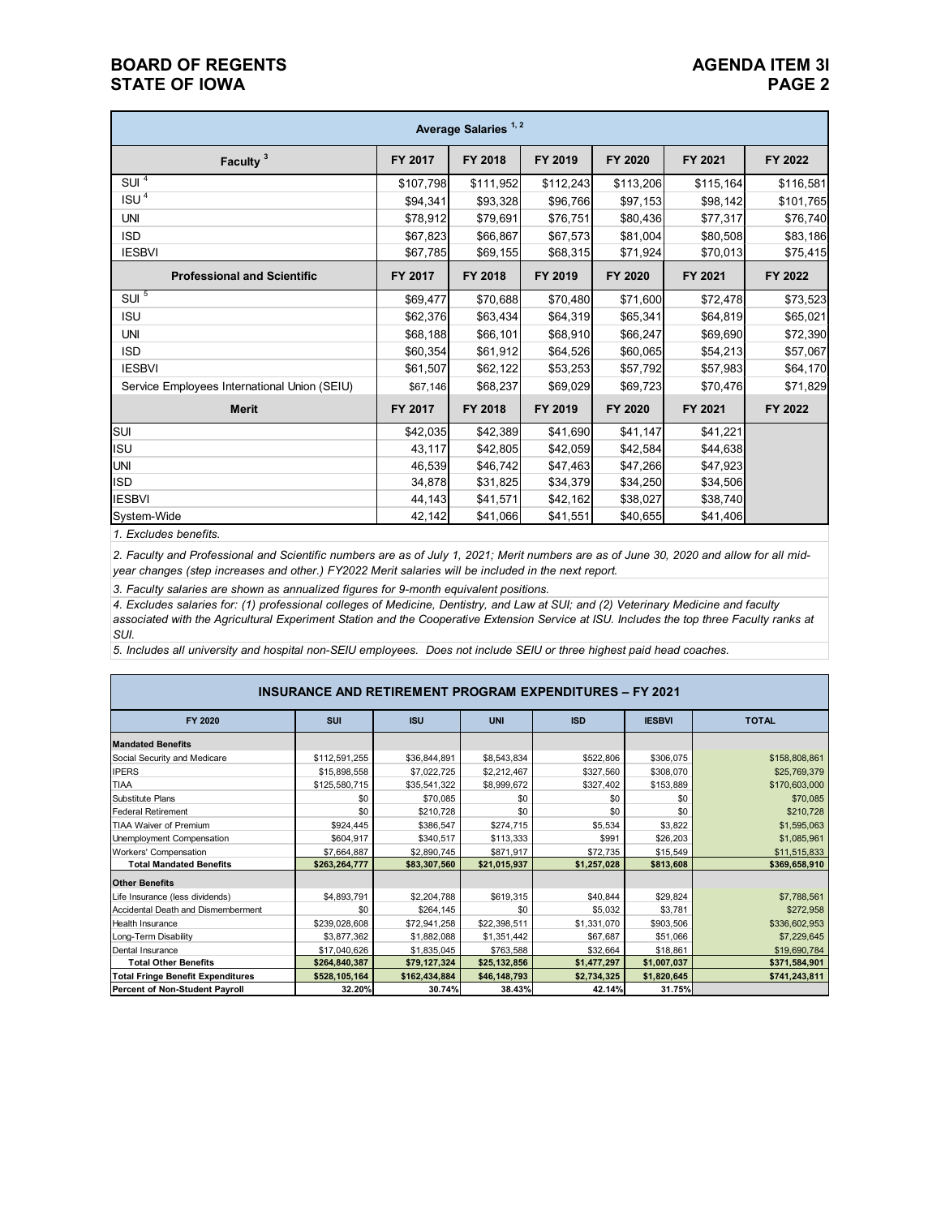| Average Salaries [1, 2] | | | | | | |
|---|---|---|---|---|---|---|
| **Faculty [3]** | **FY 2017** | **FY 2018** | **FY 2019** | **FY 2020** | **FY 2021** | **FY 2022** |
| SUI [4] | $107,798 | $111,952 | $112,243 | $113,206 | $115,164 | $116,581 |
| ISU [4] | $94,341 | $93,328 | $96,766 | $97,153 | $98,142 | $101,765 |
| UNI | $78,912 | $79,691 | $76,751 | $80,436 | $77,317 | $76,740 |
| ISD | $67,823 | $66,867 | $67,573 | $81,004 | $80,508 | $83,186 |
| IESBVI | $67,785 | $69,155 | $68,315 | $71,924 | $70,013 | $75,415 |
| **Professional and Scientific** | **FY 2017** | **FY 2018** | **FY 2019** | **FY 2020** | **FY 2021** | **FY 2022** |
| SUI [5] | $69,477 | $70,688 | $70,480 | $71,600 | $72,478 | $73,523 |
| ISU | $62,376 | $63,434 | $64,319 | $65,341 | $64,819 | $65,021 |
| UNI | $68,188 | $66,101 | $68,910 | $66,247 | $69,690 | $72,390 |
| ISD | $60,354 | $61,912 | $64,526 | $60,065 | $54,213 | $57,067 |
| IESBVI | $61,507 | $62,122 | $53,253 | $57,792 | $57,983 | $64,170 |
| Service Employees International Union (SEIU) | $67,146 | $68,237 | $69,029 | $69,723 | $70,476 | $71,829 |
| **Merit** | **FY 2017** | **FY 2018** | **FY 2019** | **FY 2020** | **FY 2021** | **FY 2022** |
| SUI | $42,035 | $42,389 | $41,690 | $41,147 | $41,221 | |
| ISU | 43,117 | $42,805 | $42,059 | $42,584 | $44,638 | |
| UNI | 46,539 | $46,742 | $47,463 | $47,266 | $47,923 | |
| ISD | 34,878 | $31,825 | $34,379 | $34,250 | $34,506 | |
| IESBVI | 44,143 | $41,571 | $42,162 | $38,027 | $38,740 | |
| System-Wide | 42,142 | $41,066 | $41,551 | $40,655 | $41,406 | |

*1. Excludes benefits.*

*2. Faculty and Professional and Scientific numbers are as of July 1, 2021; Merit numbers are as of June 30, 2020 and allow for all mid-year changes (step increases and other.) FY2022 Merit salaries will be included in the next report.*

*3. Faculty salaries are shown as annualized figures for 9-month equivalent positions.*

*4. Excludes salaries for: (1) professional colleges of Medicine, Dentistry, and Law at SUI; and (2) Veterinary Medicine and faculty associated with the Agricultural Experiment Station and the Cooperative Extension Service at ISU. Includes the top three Faculty ranks at SUI.*

*5. Includes all university and hospital non-SEIU employees. Does not include SEIU or three highest paid head coaches.*

**INSURANCE AND RETIREMENT PROGRAM EXPENDITURES – FY 2021**

| FY 2020 | SUI | ISU | UNI | ISD | IESBVI | TOTAL |
|---|---|---|---|---|---|---|
| **Mandated Benefits** | | | | | | |
| Social Security and Medicare | $112,591,255 | $36,844,891 | $8,543,834 | $522,806 | $306,075 | $158,808,861 |
| IPERS | $15,898,558 | $7,022,725 | $2,212,467 | $327,560 | $308,070 | $25,769,379 |
| TIAA | $125,580,715 | $35,541,322 | $8,999,672 | $327,402 | $153,889 | $170,603,000 |
| Substitute Plans | $0 | $70,085 | $0 | $0 | $0 | $70,085 |
| Federal Retirement | $0 | $210,728 | $0 | $0 | $0 | $210,728 |
| TIAA Waiver of Premium | $924,445 | $386,547 | $274,715 | $5,534 | $3,822 | $1,595,063 |
| Unemployment Compensation | $604,917 | $340,517 | $113,333 | $991 | $26,203 | $1,085,961 |
| Workers' Compensation | $7,664,887 | $2,890,745 | $871,917 | $72,735 | $15,549 | $11,515,833 |
| **Total Mandated Benefits** | **$263,264,777** | **$83,307,560** | **$21,015,937** | **$1,257,028** | **$813,608** | **$369,658,910** |
| **Other Benefits** | | | | | | |
| Life Insurance (less dividends) | $4,893,791 | $2,204,788 | $619,315 | $40,844 | $29,824 | $7,788,561 |
| Accidental Death and Dismemberment | $0 | $264,145 | $0 | $5,032 | $3,781 | $272,958 |
| Health Insurance | $239,028,608 | $72,941,258 | $22,398,511 | $1,331,070 | $903,506 | $336,602,953 |
| Long-Term Disability | $3,877,362 | $1,882,088 | $1,351,442 | $67,687 | $51,066 | $7,229,645 |
| Dental Insurance | $17,040,626 | $1,835,045 | $763,588 | $32,664 | $18,861 | $19,690,784 |
| **Total Other Benefits** | **$264,840,387** | **$79,127,324** | **$25,132,856** | **$1,477,297** | **$1,007,037** | **$371,584,901** |
| **Total Fringe Benefit Expenditures** | **$528,105,164** | **$162,434,884** | **$46,148,793** | **$2,734,325** | **$1,820,645** | **$741,243,811** |
| **Percent of Non-Student Payroll** | **32.20%** | **30.74%** | **38.43%** | **42.14%** | **31.75%** | |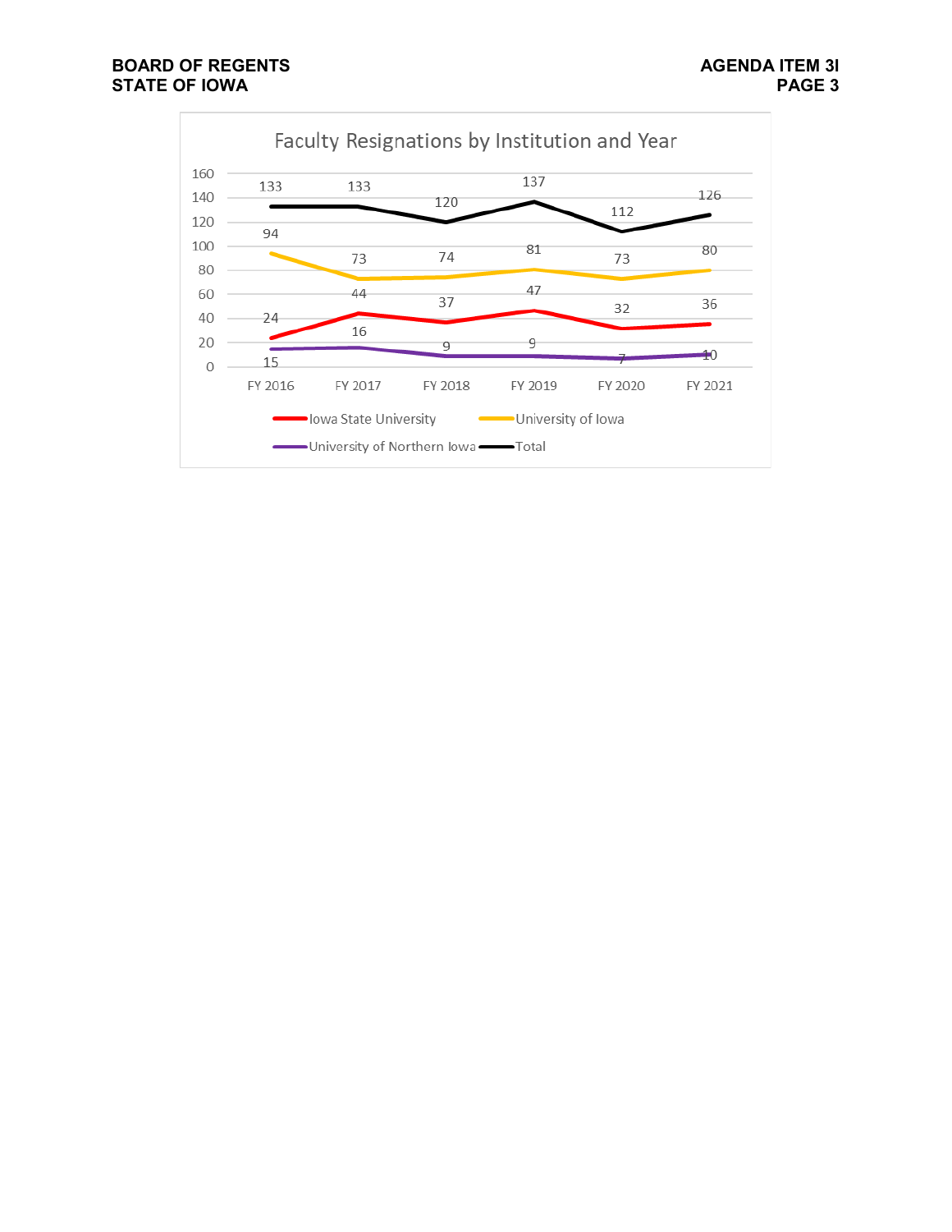Faculty Resignations by Institution and Year

160
140
120
100
80
60
40
20
0

FY 2016 FY 2017 FY 2018 FY 2019 FY 2020 FY 2021

133 133 120 137 112 126

94 73 74 81 73 80

24 44 37 47 32 36

15 16 9 9 7 10

Iowa State University
University of Iowa
University of Northern Iowa
Total